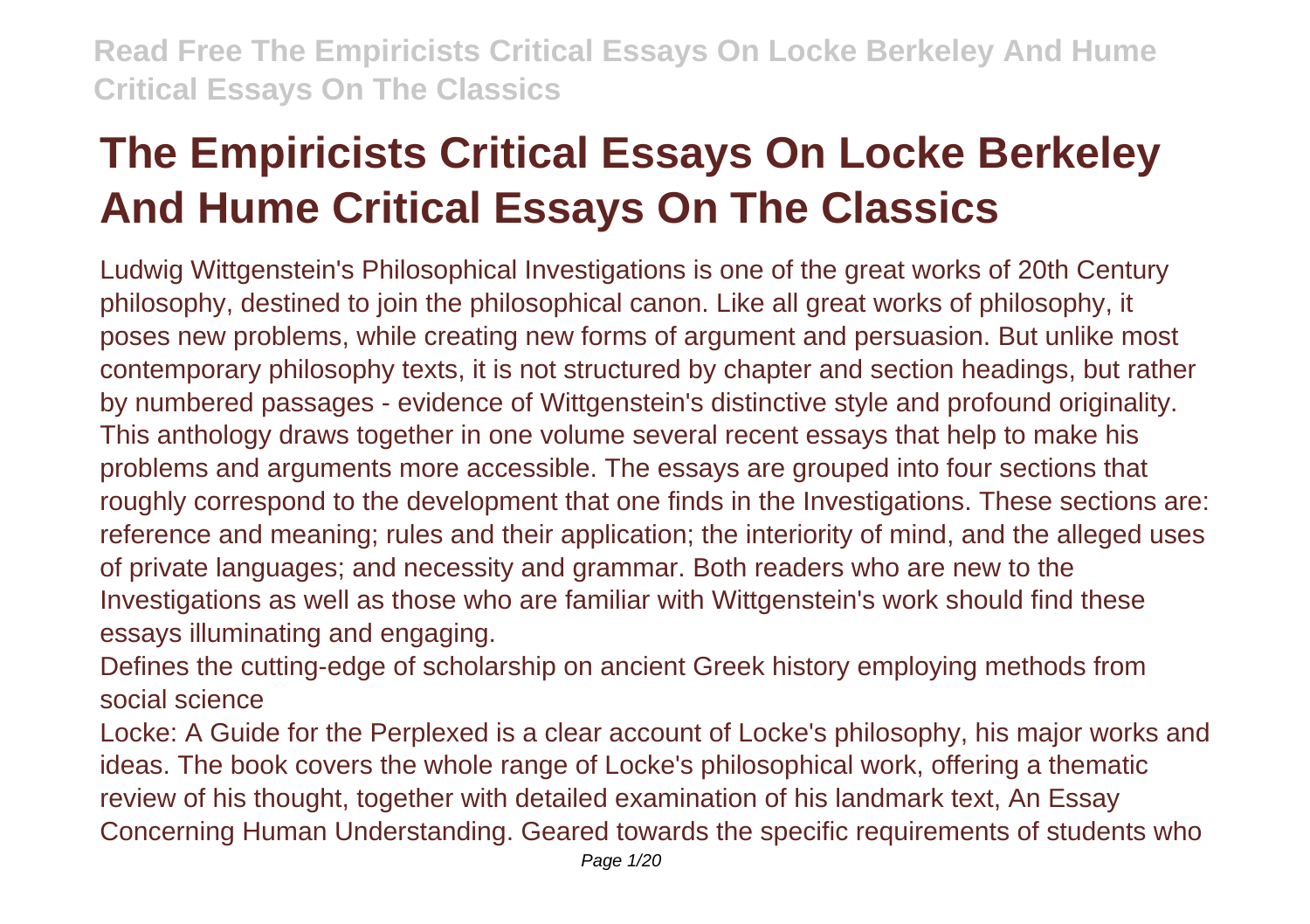# The Empiricists Critical Essays On Locke Berkeley And Hume Critical Essays On The Classics

Ludwig Wittgenstein's Philosophical Investigations is one of the great works of 20th Century philosophy, destined to join the philosophical canon. Like all great works of philosophy, it poses new problems, while creating new forms of argument and persuasion. But unlike most contemporary philosophy texts, it is not structured by chapter and section headings, but rather by numbered passages - evidence of Wittgenstein's distinctive style and profound originality. This anthology draws together in one volume several recent essays that help to make his problems and arguments more accessible. The essays are grouped into four sections that roughly correspond to the development that one finds in the Investigations. These sections are: reference and meaning; rules and their application; the interiority of mind, and the alleged uses of private languages; and necessity and grammar. Both readers who are new to the Investigations as well as those who are familiar with Wittgenstein's work should find these essays illuminating and engaging.

Defines the cutting-edge of scholarship on ancient Greek history employing methods from social science

Locke: A Guide for the Perplexed is a clear account of Locke's philosophy, his major works and ideas. The book covers the whole range of Locke's philosophical work, offering a thematic review of his thought, together with detailed examination of his landmark text, An Essay Concerning Human Understanding. Geared towards the specific requirements of students who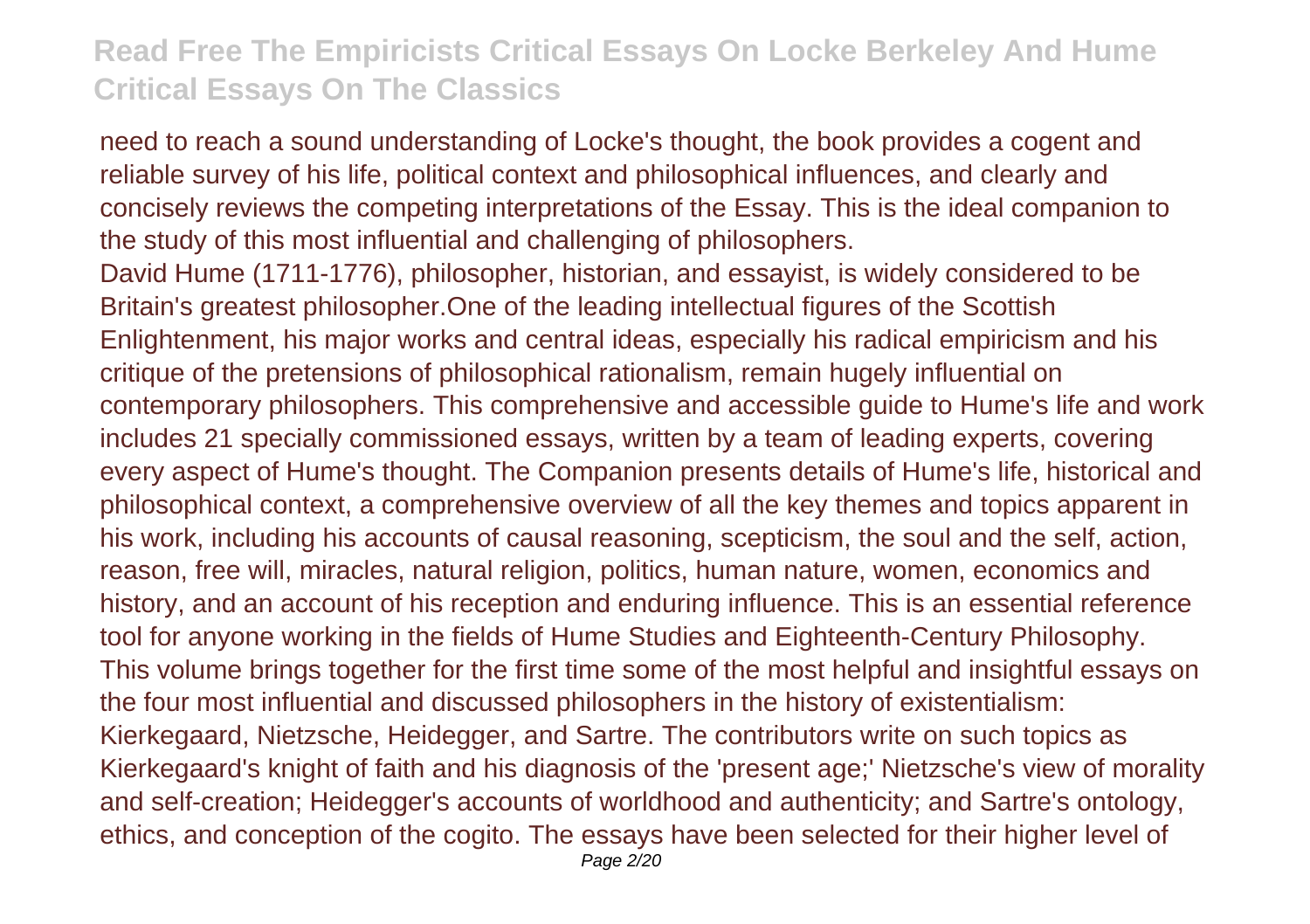need to reach a sound understanding of Locke's thought, the book provides a cogent and reliable survey of his life, political context and philosophical influences, and clearly and concisely reviews the competing interpretations of the Essay. This is the ideal companion to the study of this most influential and challenging of philosophers.

David Hume (1711-1776), philosopher, historian, and essayist, is widely considered to be Britain's greatest philosopher.One of the leading intellectual figures of the Scottish Enlightenment, his major works and central ideas, especially his radical empiricism and his critique of the pretensions of philosophical rationalism, remain hugely influential on contemporary philosophers. This comprehensive and accessible guide to Hume's life and work includes 21 specially commissioned essays, written by a team of leading experts, covering every aspect of Hume's thought. The Companion presents details of Hume's life, historical and philosophical context, a comprehensive overview of all the key themes and topics apparent in his work, including his accounts of causal reasoning, scepticism, the soul and the self, action, reason, free will, miracles, natural religion, politics, human nature, women, economics and history, and an account of his reception and enduring influence. This is an essential reference tool for anyone working in the fields of Hume Studies and Eighteenth-Century Philosophy.

This volume brings together for the first time some of the most helpful and insightful essays on the four most influential and discussed philosophers in the history of existentialism: Kierkegaard, Nietzsche, Heidegger, and Sartre. The contributors write on such topics as Kierkegaard's knight of faith and his diagnosis of the 'present age;' Nietzsche's view of morality and self-creation; Heidegger's accounts of worldhood and authenticity; and Sartre's ontology, ethics, and conception of the cogito. The essays have been selected for their higher level of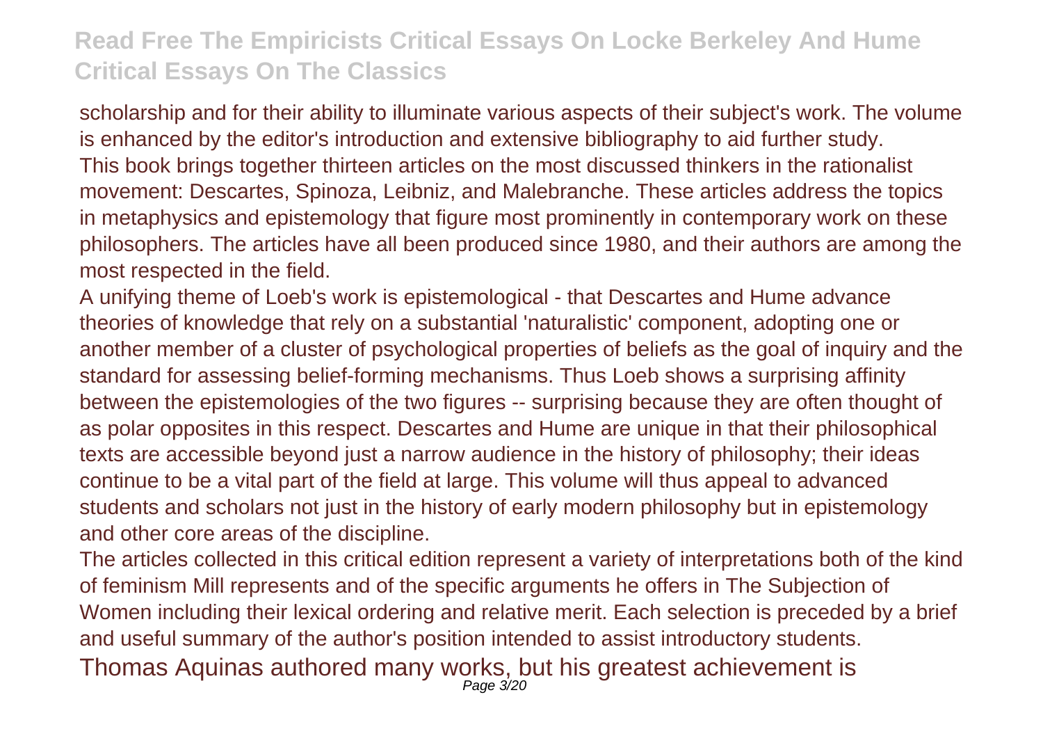scholarship and for their ability to illuminate various aspects of their subject's work. The volume is enhanced by the editor's introduction and extensive bibliography to aid further study.
This book brings together thirteen articles on the most discussed thinkers in the rationalist movement: Descartes, Spinoza, Leibniz, and Malebranche. These articles address the topics in metaphysics and epistemology that figure most prominently in contemporary work on these philosophers. The articles have all been produced since 1980, and their authors are among the most respected in the field.

A unifying theme of Loeb's work is epistemological - that Descartes and Hume advance theories of knowledge that rely on a substantial 'naturalistic' component, adopting one or another member of a cluster of psychological properties of beliefs as the goal of inquiry and the standard for assessing belief-forming mechanisms. Thus Loeb shows a surprising affinity between the epistemologies of the two figures -- surprising because they are often thought of as polar opposites in this respect. Descartes and Hume are unique in that their philosophical texts are accessible beyond just a narrow audience in the history of philosophy; their ideas continue to be a vital part of the field at large. This volume will thus appeal to advanced students and scholars not just in the history of early modern philosophy but in epistemology and other core areas of the discipline.

The articles collected in this critical edition represent a variety of interpretations both of the kind of feminism Mill represents and of the specific arguments he offers in The Subjection of Women including their lexical ordering and relative merit. Each selection is preceded by a brief and useful summary of the author's position intended to assist introductory students.

Thomas Aquinas authored many works, but his greatest achievement is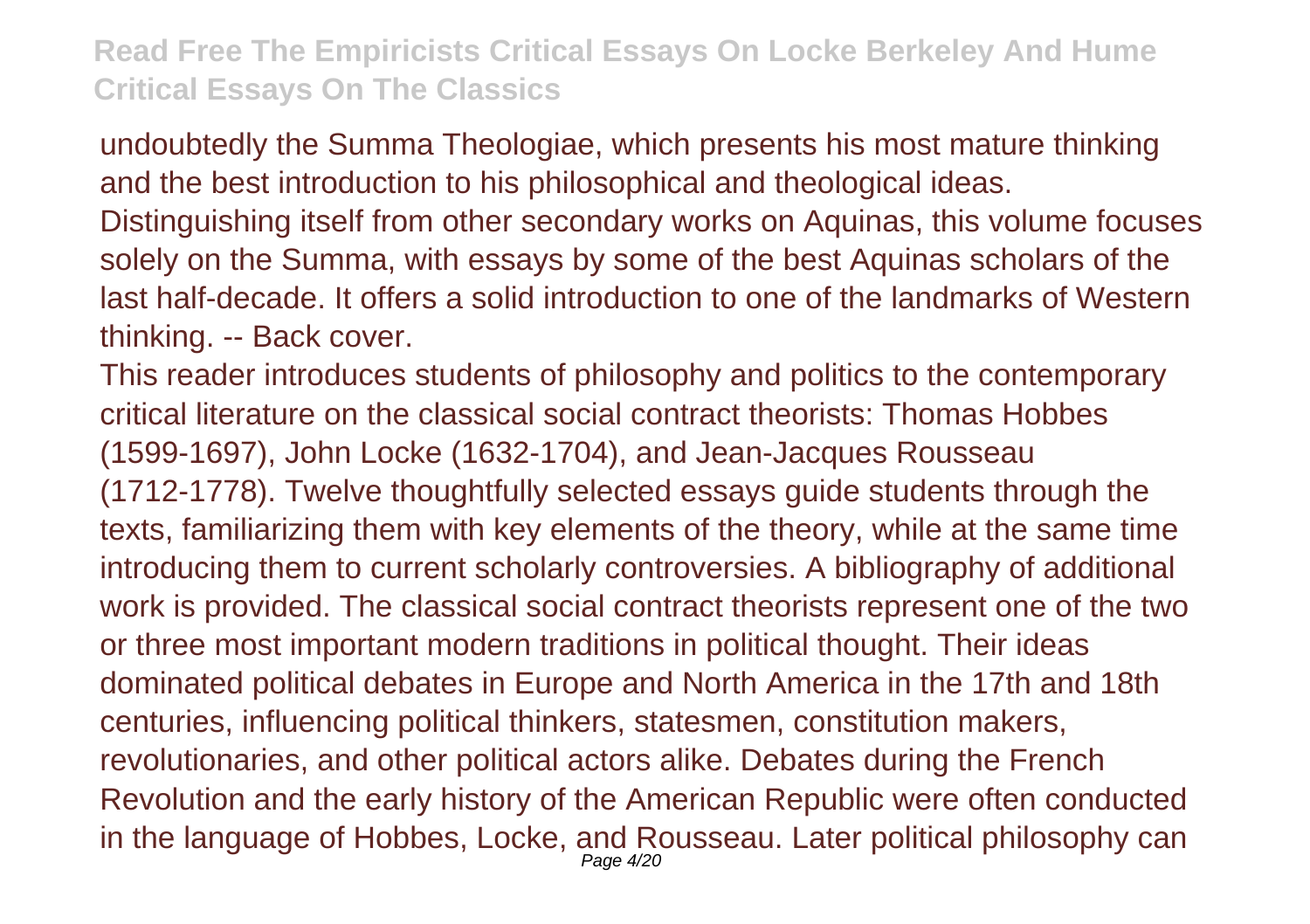undoubtedly the Summa Theologiae, which presents his most mature thinking and the best introduction to his philosophical and theological ideas. Distinguishing itself from other secondary works on Aquinas, this volume focuses solely on the Summa, with essays by some of the best Aquinas scholars of the last half-decade. It offers a solid introduction to one of the landmarks of Western thinking. -- Back cover.

This reader introduces students of philosophy and politics to the contemporary critical literature on the classical social contract theorists: Thomas Hobbes (1599-1697), John Locke (1632-1704), and Jean-Jacques Rousseau (1712-1778). Twelve thoughtfully selected essays guide students through the texts, familiarizing them with key elements of the theory, while at the same time introducing them to current scholarly controversies. A bibliography of additional work is provided. The classical social contract theorists represent one of the two or three most important modern traditions in political thought. Their ideas dominated political debates in Europe and North America in the 17th and 18th centuries, influencing political thinkers, statesmen, constitution makers, revolutionaries, and other political actors alike. Debates during the French Revolution and the early history of the American Republic were often conducted in the language of Hobbes, Locke, and Rousseau. Later political philosophy can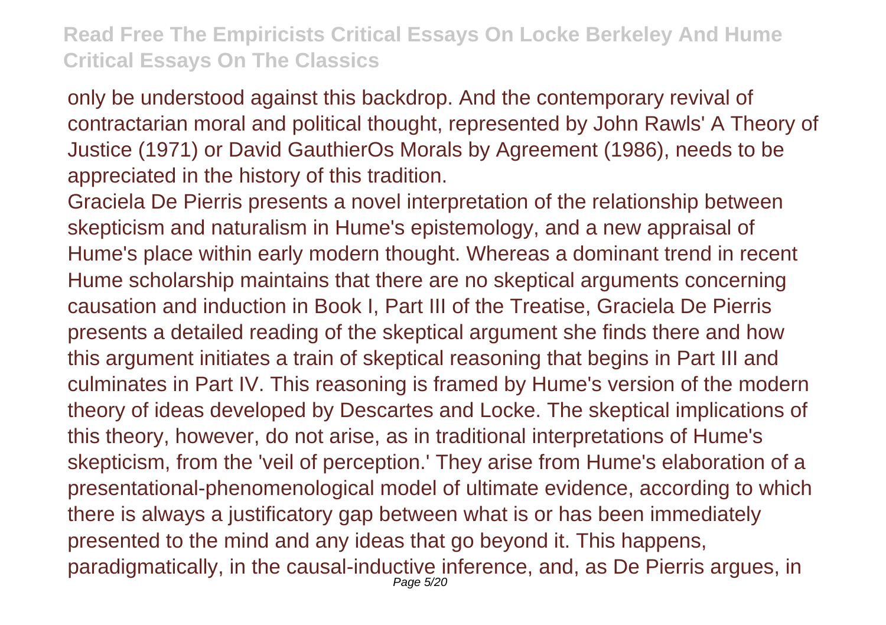only be understood against this backdrop. And the contemporary revival of contractarian moral and political thought, represented by John Rawls' A Theory of Justice (1971) or David GauthierOs Morals by Agreement (1986), needs to be appreciated in the history of this tradition.

Graciela De Pierris presents a novel interpretation of the relationship between skepticism and naturalism in Hume's epistemology, and a new appraisal of Hume's place within early modern thought. Whereas a dominant trend in recent Hume scholarship maintains that there are no skeptical arguments concerning causation and induction in Book I, Part III of the Treatise, Graciela De Pierris presents a detailed reading of the skeptical argument she finds there and how this argument initiates a train of skeptical reasoning that begins in Part III and culminates in Part IV. This reasoning is framed by Hume's version of the modern theory of ideas developed by Descartes and Locke. The skeptical implications of this theory, however, do not arise, as in traditional interpretations of Hume's skepticism, from the 'veil of perception.' They arise from Hume's elaboration of a presentational-phenomenological model of ultimate evidence, according to which there is always a justificatory gap between what is or has been immediately presented to the mind and any ideas that go beyond it. This happens, paradigmatically, in the causal-inductive inference, and, as De Pierris argues, in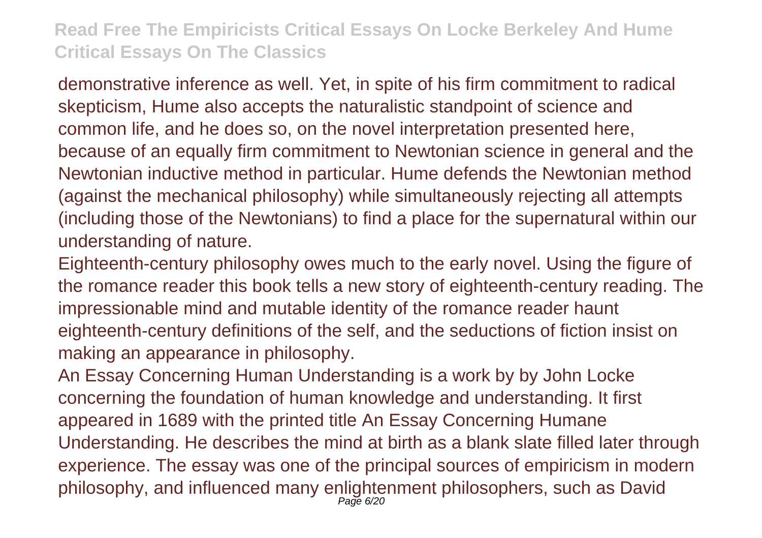demonstrative inference as well. Yet, in spite of his firm commitment to radical skepticism, Hume also accepts the naturalistic standpoint of science and common life, and he does so, on the novel interpretation presented here, because of an equally firm commitment to Newtonian science in general and the Newtonian inductive method in particular. Hume defends the Newtonian method (against the mechanical philosophy) while simultaneously rejecting all attempts (including those of the Newtonians) to find a place for the supernatural within our understanding of nature.

Eighteenth-century philosophy owes much to the early novel. Using the figure of the romance reader this book tells a new story of eighteenth-century reading. The impressionable mind and mutable identity of the romance reader haunt eighteenth-century definitions of the self, and the seductions of fiction insist on making an appearance in philosophy.

An Essay Concerning Human Understanding is a work by by John Locke concerning the foundation of human knowledge and understanding. It first appeared in 1689 with the printed title An Essay Concerning Humane Understanding. He describes the mind at birth as a blank slate filled later through experience. The essay was one of the principal sources of empiricism in modern philosophy, and influenced many enlightenment philosophers, such as David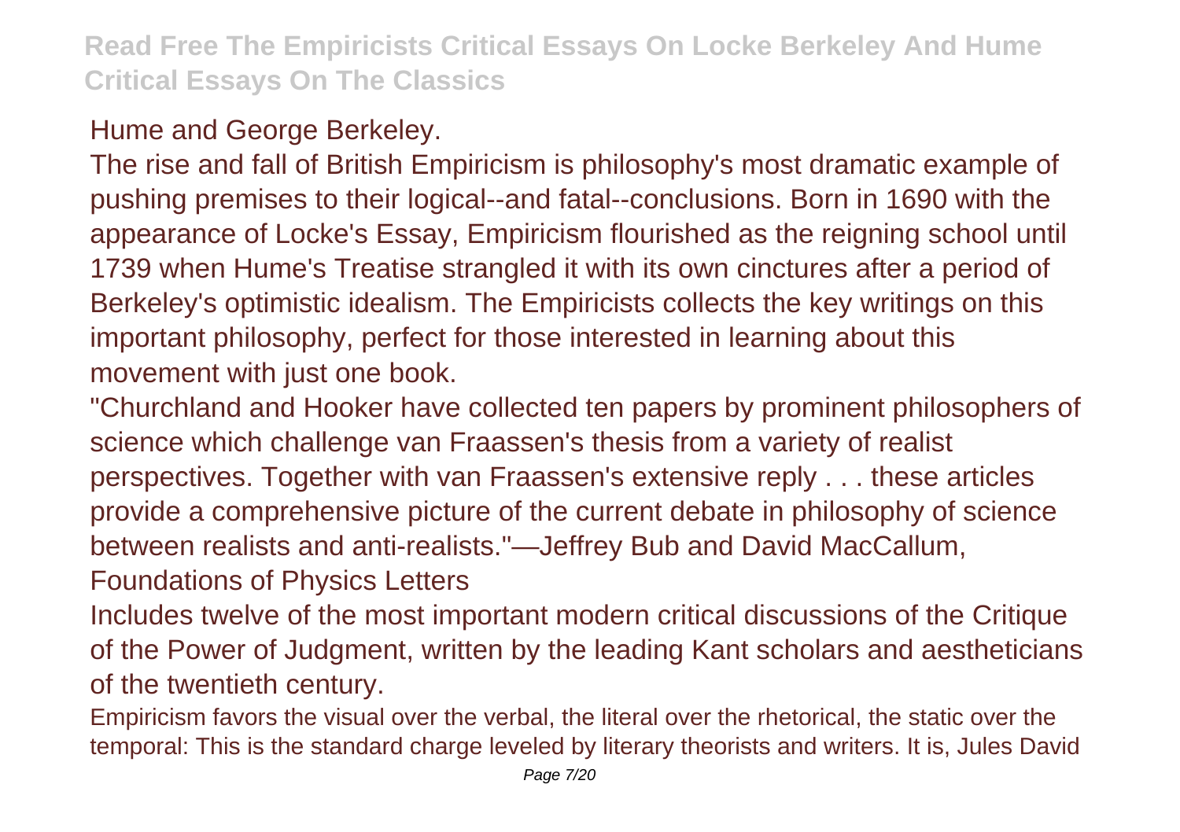Hume and George Berkeley.

The rise and fall of British Empiricism is philosophy's most dramatic example of pushing premises to their logical--and fatal--conclusions. Born in 1690 with the appearance of Locke's Essay, Empiricism flourished as the reigning school until 1739 when Hume's Treatise strangled it with its own cinctures after a period of Berkeley's optimistic idealism. The Empiricists collects the key writings on this important philosophy, perfect for those interested in learning about this movement with just one book.

"Churchland and Hooker have collected ten papers by prominent philosophers of science which challenge van Fraassen's thesis from a variety of realist perspectives. Together with van Fraassen's extensive reply . . . these articles provide a comprehensive picture of the current debate in philosophy of science between realists and anti-realists."—Jeffrey Bub and David MacCallum, Foundations of Physics Letters

Includes twelve of the most important modern critical discussions of the Critique of the Power of Judgment, written by the leading Kant scholars and aestheticians of the twentieth century.

Empiricism favors the visual over the verbal, the literal over the rhetorical, the static over the temporal: This is the standard charge leveled by literary theorists and writers. It is, Jules David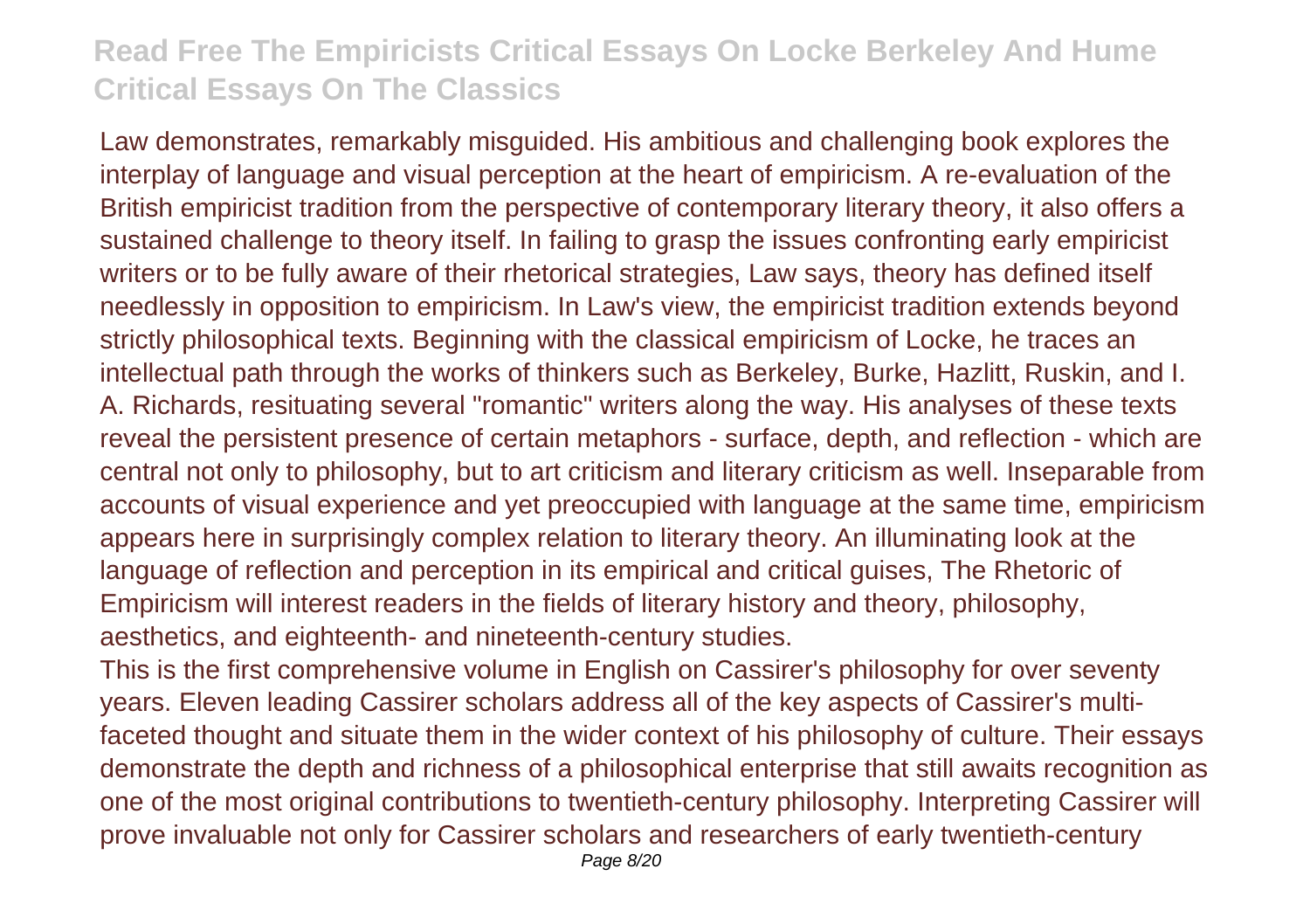Law demonstrates, remarkably misguided. His ambitious and challenging book explores the interplay of language and visual perception at the heart of empiricism. A re-evaluation of the British empiricist tradition from the perspective of contemporary literary theory, it also offers a sustained challenge to theory itself. In failing to grasp the issues confronting early empiricist writers or to be fully aware of their rhetorical strategies, Law says, theory has defined itself needlessly in opposition to empiricism. In Law's view, the empiricist tradition extends beyond strictly philosophical texts. Beginning with the classical empiricism of Locke, he traces an intellectual path through the works of thinkers such as Berkeley, Burke, Hazlitt, Ruskin, and I. A. Richards, resituating several "romantic" writers along the way. His analyses of these texts reveal the persistent presence of certain metaphors - surface, depth, and reflection - which are central not only to philosophy, but to art criticism and literary criticism as well. Inseparable from accounts of visual experience and yet preoccupied with language at the same time, empiricism appears here in surprisingly complex relation to literary theory. An illuminating look at the language of reflection and perception in its empirical and critical guises, The Rhetoric of Empiricism will interest readers in the fields of literary history and theory, philosophy, aesthetics, and eighteenth- and nineteenth-century studies.

This is the first comprehensive volume in English on Cassirer's philosophy for over seventy years. Eleven leading Cassirer scholars address all of the key aspects of Cassirer's multi-faceted thought and situate them in the wider context of his philosophy of culture. Their essays demonstrate the depth and richness of a philosophical enterprise that still awaits recognition as one of the most original contributions to twentieth-century philosophy. Interpreting Cassirer will prove invaluable not only for Cassirer scholars and researchers of early twentieth-century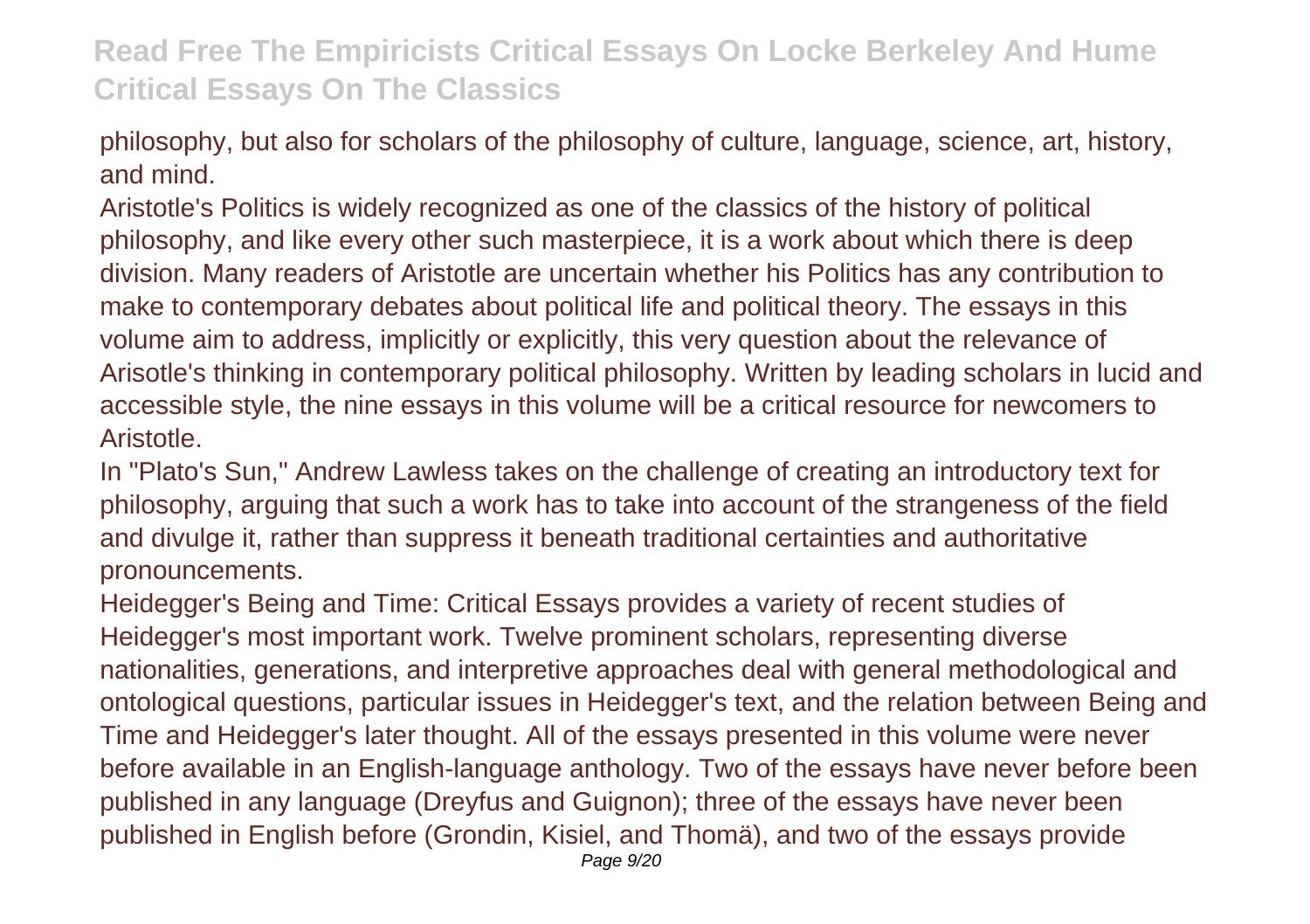philosophy, but also for scholars of the philosophy of culture, language, science, art, history, and mind.

Aristotle's Politics is widely recognized as one of the classics of the history of political philosophy, and like every other such masterpiece, it is a work about which there is deep division. Many readers of Aristotle are uncertain whether his Politics has any contribution to make to contemporary debates about political life and political theory. The essays in this volume aim to address, implicitly or explicitly, this very question about the relevance of Arisotle's thinking in contemporary political philosophy. Written by leading scholars in lucid and accessible style, the nine essays in this volume will be a critical resource for newcomers to Aristotle.

In "Plato's Sun," Andrew Lawless takes on the challenge of creating an introductory text for philosophy, arguing that such a work has to take into account of the strangeness of the field and divulge it, rather than suppress it beneath traditional certainties and authoritative pronouncements.

Heidegger's Being and Time: Critical Essays provides a variety of recent studies of Heidegger's most important work. Twelve prominent scholars, representing diverse nationalities, generations, and interpretive approaches deal with general methodological and ontological questions, particular issues in Heidegger's text, and the relation between Being and Time and Heidegger's later thought. All of the essays presented in this volume were never before available in an English-language anthology. Two of the essays have never before been published in any language (Dreyfus and Guignon); three of the essays have never been published in English before (Grondin, Kisiel, and Thomä), and two of the essays provide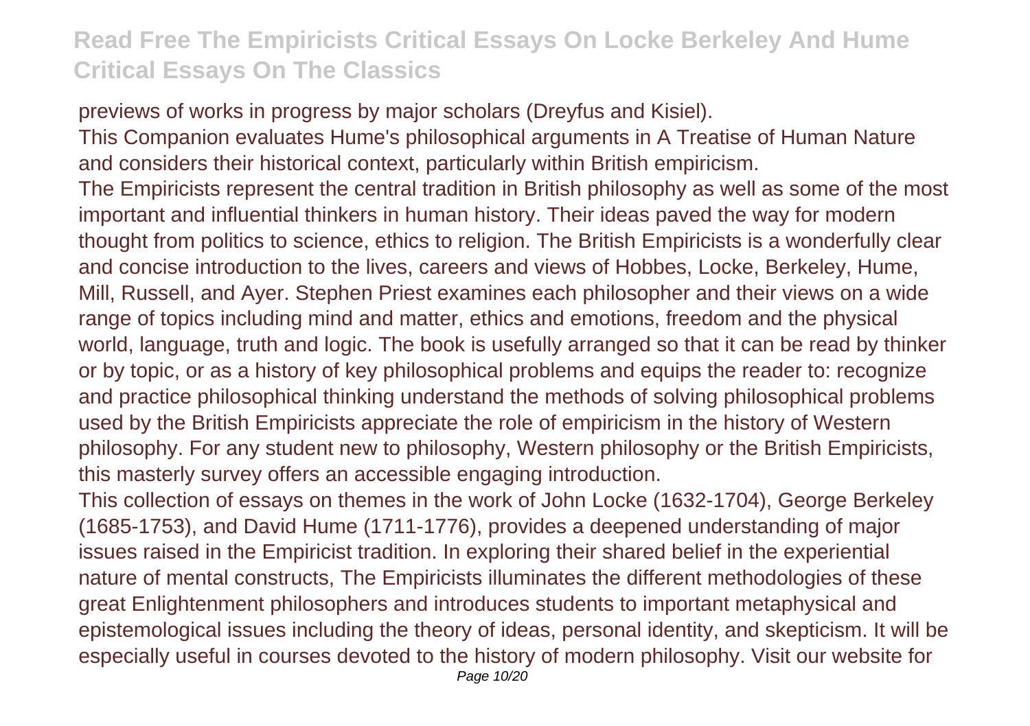previews of works in progress by major scholars (Dreyfus and Kisiel).

This Companion evaluates Hume's philosophical arguments in A Treatise of Human Nature and considers their historical context, particularly within British empiricism.

The Empiricists represent the central tradition in British philosophy as well as some of the most important and influential thinkers in human history. Their ideas paved the way for modern thought from politics to science, ethics to religion. The British Empiricists is a wonderfully clear and concise introduction to the lives, careers and views of Hobbes, Locke, Berkeley, Hume, Mill, Russell, and Ayer. Stephen Priest examines each philosopher and their views on a wide range of topics including mind and matter, ethics and emotions, freedom and the physical world, language, truth and logic. The book is usefully arranged so that it can be read by thinker or by topic, or as a history of key philosophical problems and equips the reader to: recognize and practice philosophical thinking understand the methods of solving philosophical problems used by the British Empiricists appreciate the role of empiricism in the history of Western philosophy. For any student new to philosophy, Western philosophy or the British Empiricists, this masterly survey offers an accessible engaging introduction.

This collection of essays on themes in the work of John Locke (1632-1704), George Berkeley (1685-1753), and David Hume (1711-1776), provides a deepened understanding of major issues raised in the Empiricist tradition. In exploring their shared belief in the experiential nature of mental constructs, The Empiricists illuminates the different methodologies of these great Enlightenment philosophers and introduces students to important metaphysical and epistemological issues including the theory of ideas, personal identity, and skepticism. It will be especially useful in courses devoted to the history of modern philosophy. Visit our website for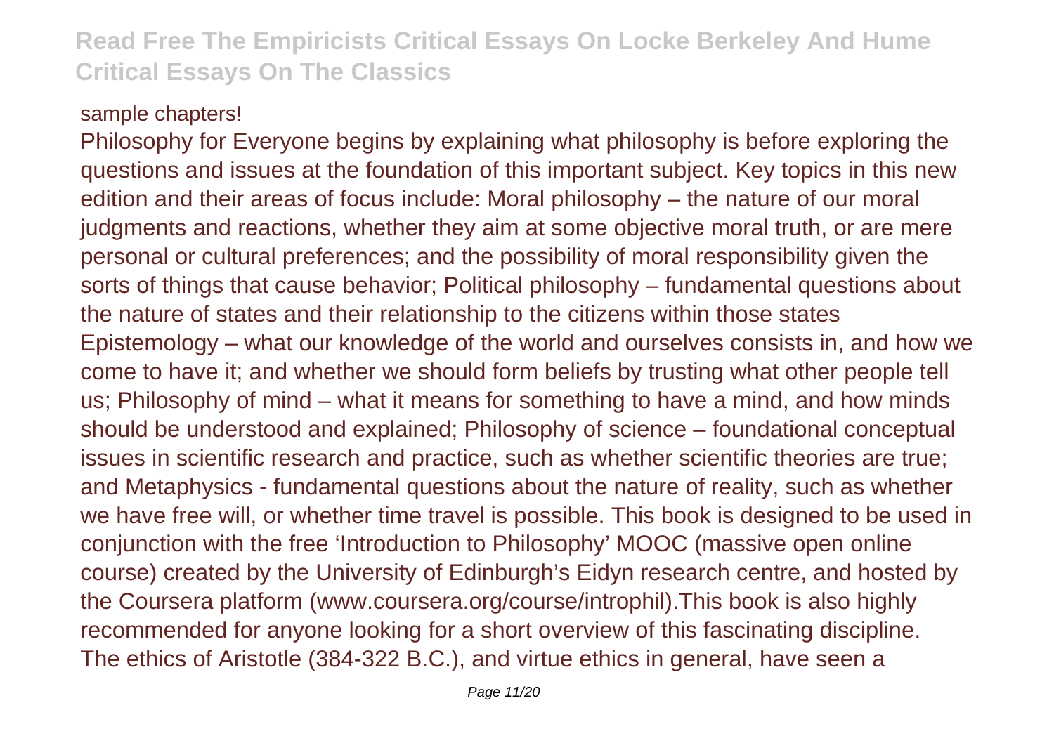sample chapters!

Philosophy for Everyone begins by explaining what philosophy is before exploring the questions and issues at the foundation of this important subject. Key topics in this new edition and their areas of focus include: Moral philosophy – the nature of our moral judgments and reactions, whether they aim at some objective moral truth, or are mere personal or cultural preferences; and the possibility of moral responsibility given the sorts of things that cause behavior; Political philosophy – fundamental questions about the nature of states and their relationship to the citizens within those states Epistemology – what our knowledge of the world and ourselves consists in, and how we come to have it; and whether we should form beliefs by trusting what other people tell us; Philosophy of mind – what it means for something to have a mind, and how minds should be understood and explained; Philosophy of science – foundational conceptual issues in scientific research and practice, such as whether scientific theories are true; and Metaphysics - fundamental questions about the nature of reality, such as whether we have free will, or whether time travel is possible. This book is designed to be used in conjunction with the free 'Introduction to Philosophy' MOOC (massive open online course) created by the University of Edinburgh's Eidyn research centre, and hosted by the Coursera platform (www.coursera.org/course/introphil).This book is also highly recommended for anyone looking for a short overview of this fascinating discipline.

The ethics of Aristotle (384-322 B.C.), and virtue ethics in general, have seen a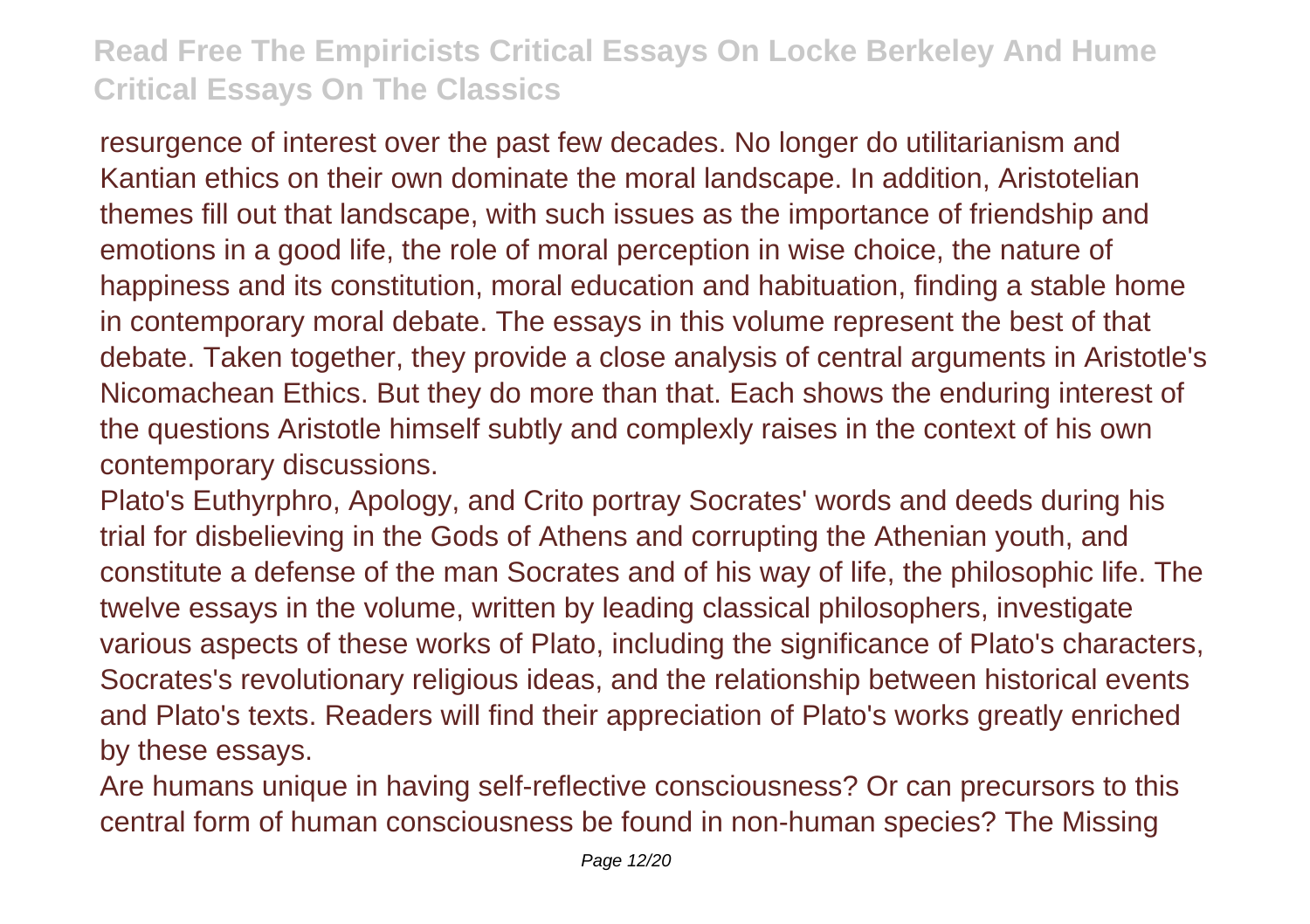resurgence of interest over the past few decades. No longer do utilitarianism and Kantian ethics on their own dominate the moral landscape. In addition, Aristotelian themes fill out that landscape, with such issues as the importance of friendship and emotions in a good life, the role of moral perception in wise choice, the nature of happiness and its constitution, moral education and habituation, finding a stable home in contemporary moral debate. The essays in this volume represent the best of that debate. Taken together, they provide a close analysis of central arguments in Aristotle's Nicomachean Ethics. But they do more than that. Each shows the enduring interest of the questions Aristotle himself subtly and complexly raises in the context of his own contemporary discussions.

Plato's Euthyrphro, Apology, and Crito portray Socrates' words and deeds during his trial for disbelieving in the Gods of Athens and corrupting the Athenian youth, and constitute a defense of the man Socrates and of his way of life, the philosophic life. The twelve essays in the volume, written by leading classical philosophers, investigate various aspects of these works of Plato, including the significance of Plato's characters, Socrates's revolutionary religious ideas, and the relationship between historical events and Plato's texts. Readers will find their appreciation of Plato's works greatly enriched by these essays.

Are humans unique in having self-reflective consciousness? Or can precursors to this central form of human consciousness be found in non-human species? The Missing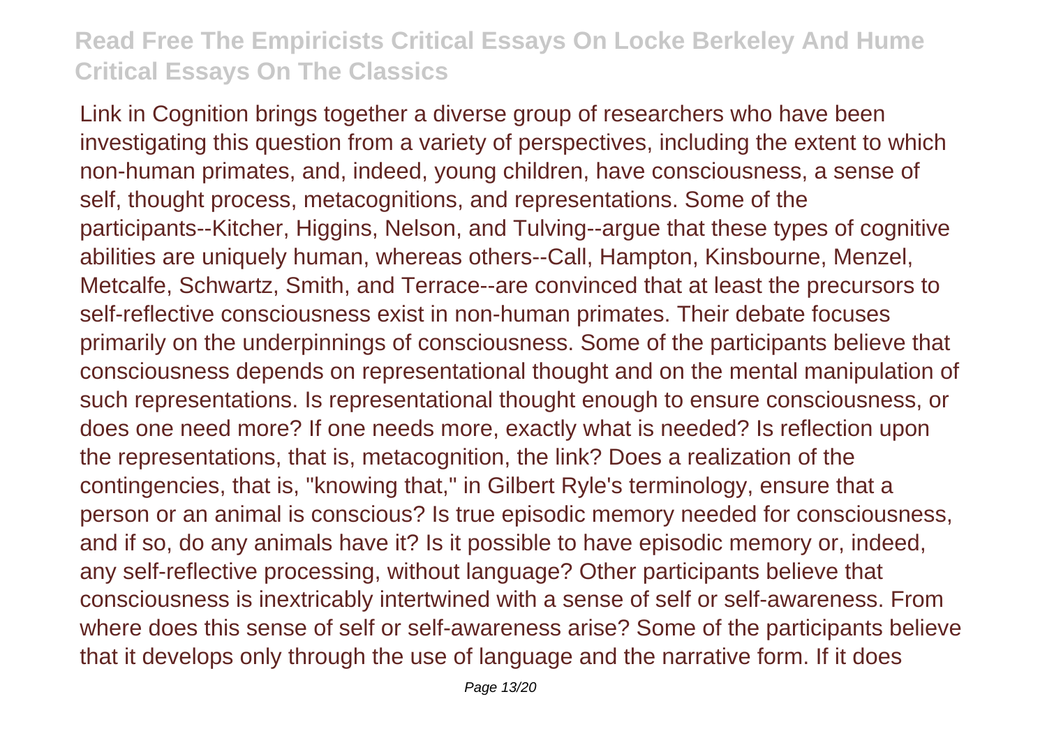Link in Cognition brings together a diverse group of researchers who have been investigating this question from a variety of perspectives, including the extent to which non-human primates, and, indeed, young children, have consciousness, a sense of self, thought process, metacognitions, and representations. Some of the participants--Kitcher, Higgins, Nelson, and Tulving--argue that these types of cognitive abilities are uniquely human, whereas others--Call, Hampton, Kinsbourne, Menzel, Metcalfe, Schwartz, Smith, and Terrace--are convinced that at least the precursors to self-reflective consciousness exist in non-human primates. Their debate focuses primarily on the underpinnings of consciousness. Some of the participants believe that consciousness depends on representational thought and on the mental manipulation of such representations. Is representational thought enough to ensure consciousness, or does one need more? If one needs more, exactly what is needed? Is reflection upon the representations, that is, metacognition, the link? Does a realization of the contingencies, that is, "knowing that," in Gilbert Ryle's terminology, ensure that a person or an animal is conscious? Is true episodic memory needed for consciousness, and if so, do any animals have it? Is it possible to have episodic memory or, indeed, any self-reflective processing, without language? Other participants believe that consciousness is inextricably intertwined with a sense of self or self-awareness. From where does this sense of self or self-awareness arise? Some of the participants believe that it develops only through the use of language and the narrative form. If it does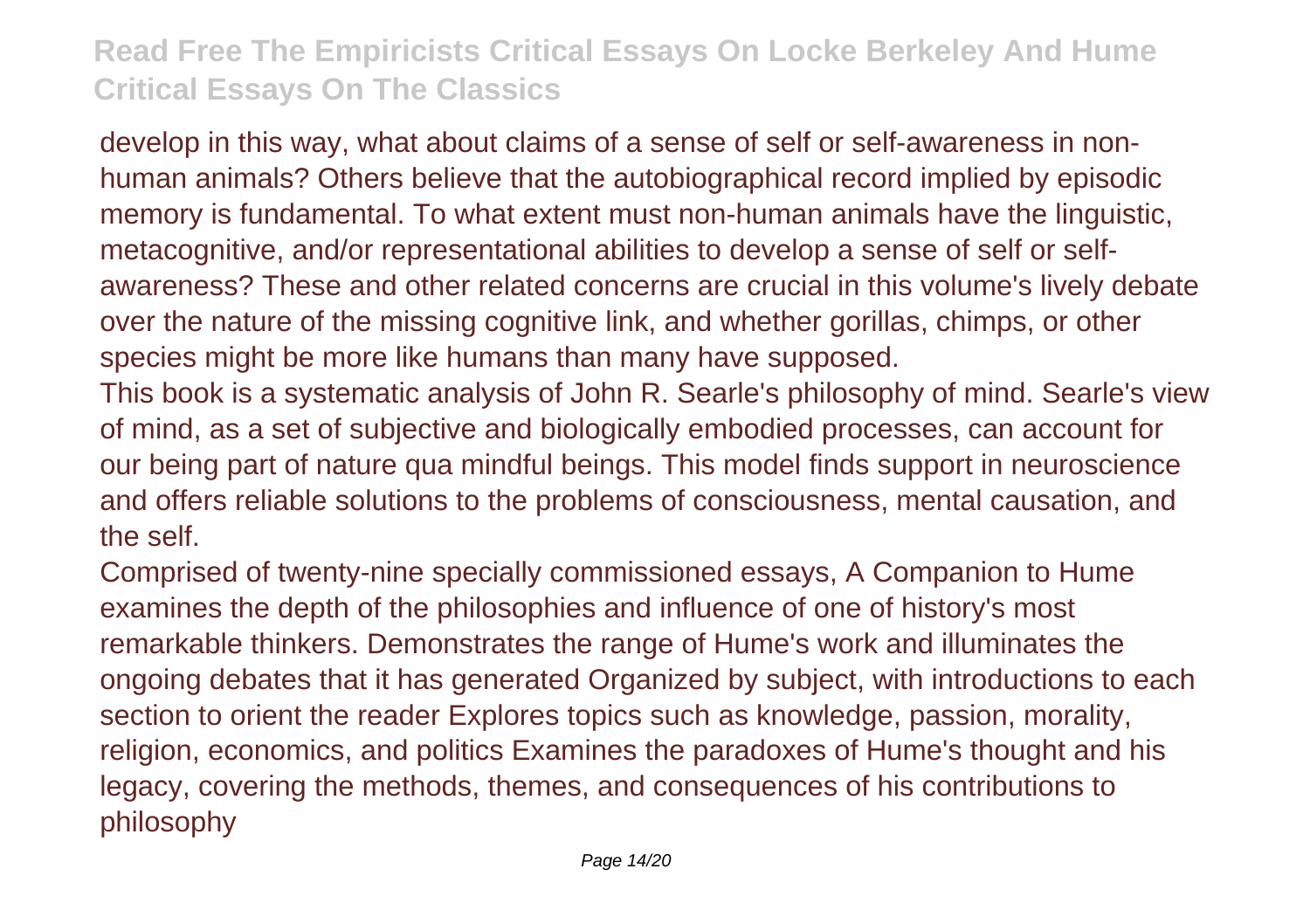develop in this way, what about claims of a sense of self or self-awareness in non-human animals? Others believe that the autobiographical record implied by episodic memory is fundamental. To what extent must non-human animals have the linguistic, metacognitive, and/or representational abilities to develop a sense of self or self-awareness? These and other related concerns are crucial in this volume's lively debate over the nature of the missing cognitive link, and whether gorillas, chimps, or other species might be more like humans than many have supposed.

This book is a systematic analysis of John R. Searle's philosophy of mind. Searle's view of mind, as a set of subjective and biologically embodied processes, can account for our being part of nature qua mindful beings. This model finds support in neuroscience and offers reliable solutions to the problems of consciousness, mental causation, and the self.

Comprised of twenty-nine specially commissioned essays, A Companion to Hume examines the depth of the philosophies and influence of one of history's most remarkable thinkers. Demonstrates the range of Hume's work and illuminates the ongoing debates that it has generated Organized by subject, with introductions to each section to orient the reader Explores topics such as knowledge, passion, morality, religion, economics, and politics Examines the paradoxes of Hume's thought and his legacy, covering the methods, themes, and consequences of his contributions to philosophy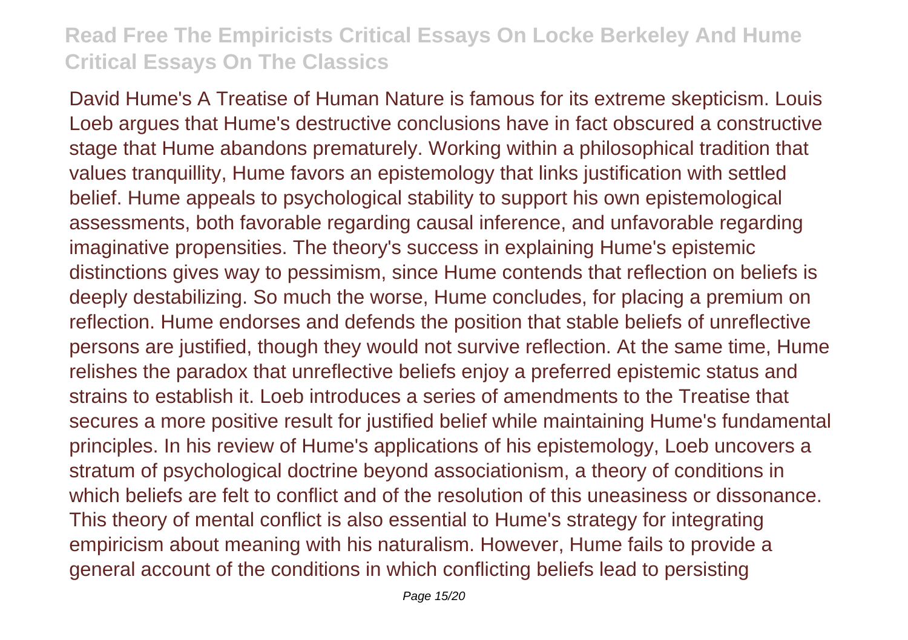David Hume's A Treatise of Human Nature is famous for its extreme skepticism. Louis Loeb argues that Hume's destructive conclusions have in fact obscured a constructive stage that Hume abandons prematurely. Working within a philosophical tradition that values tranquillity, Hume favors an epistemology that links justification with settled belief. Hume appeals to psychological stability to support his own epistemological assessments, both favorable regarding causal inference, and unfavorable regarding imaginative propensities. The theory's success in explaining Hume's epistemic distinctions gives way to pessimism, since Hume contends that reflection on beliefs is deeply destabilizing. So much the worse, Hume concludes, for placing a premium on reflection. Hume endorses and defends the position that stable beliefs of unreflective persons are justified, though they would not survive reflection. At the same time, Hume relishes the paradox that unreflective beliefs enjoy a preferred epistemic status and strains to establish it. Loeb introduces a series of amendments to the Treatise that secures a more positive result for justified belief while maintaining Hume's fundamental principles. In his review of Hume's applications of his epistemology, Loeb uncovers a stratum of psychological doctrine beyond associationism, a theory of conditions in which beliefs are felt to conflict and of the resolution of this uneasiness or dissonance. This theory of mental conflict is also essential to Hume's strategy for integrating empiricism about meaning with his naturalism. However, Hume fails to provide a general account of the conditions in which conflicting beliefs lead to persisting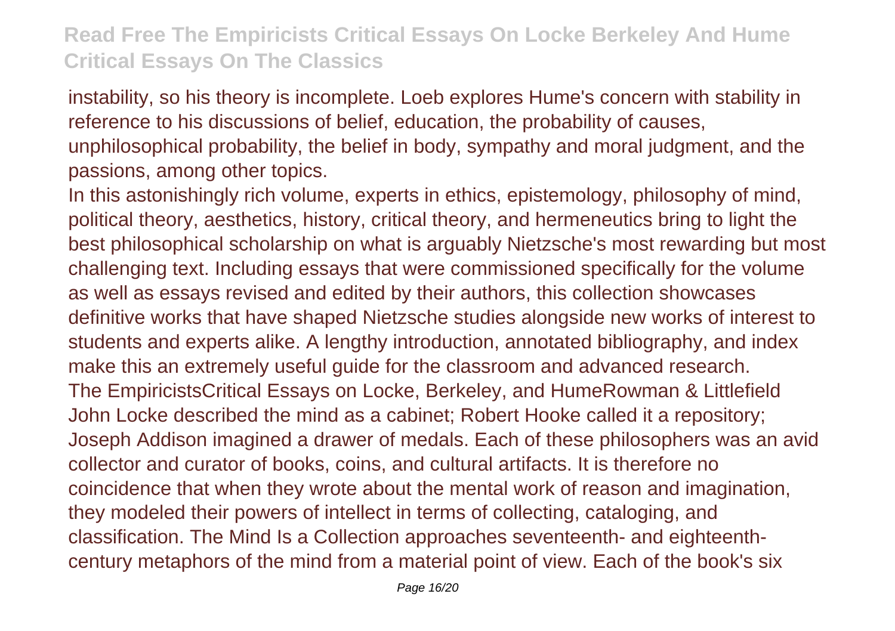instability, so his theory is incomplete. Loeb explores Hume's concern with stability in reference to his discussions of belief, education, the probability of causes, unphilosophical probability, the belief in body, sympathy and moral judgment, and the passions, among other topics.

In this astonishingly rich volume, experts in ethics, epistemology, philosophy of mind, political theory, aesthetics, history, critical theory, and hermeneutics bring to light the best philosophical scholarship on what is arguably Nietzsche's most rewarding but most challenging text. Including essays that were commissioned specifically for the volume as well as essays revised and edited by their authors, this collection showcases definitive works that have shaped Nietzsche studies alongside new works of interest to students and experts alike. A lengthy introduction, annotated bibliography, and index make this an extremely useful guide for the classroom and advanced research.

The EmpiricistsCritical Essays on Locke, Berkeley, and HumeRowman & Littlefield

John Locke described the mind as a cabinet; Robert Hooke called it a repository; Joseph Addison imagined a drawer of medals. Each of these philosophers was an avid collector and curator of books, coins, and cultural artifacts. It is therefore no coincidence that when they wrote about the mental work of reason and imagination, they modeled their powers of intellect in terms of collecting, cataloging, and classification. The Mind Is a Collection approaches seventeenth- and eighteenth-century metaphors of the mind from a material point of view. Each of the book's six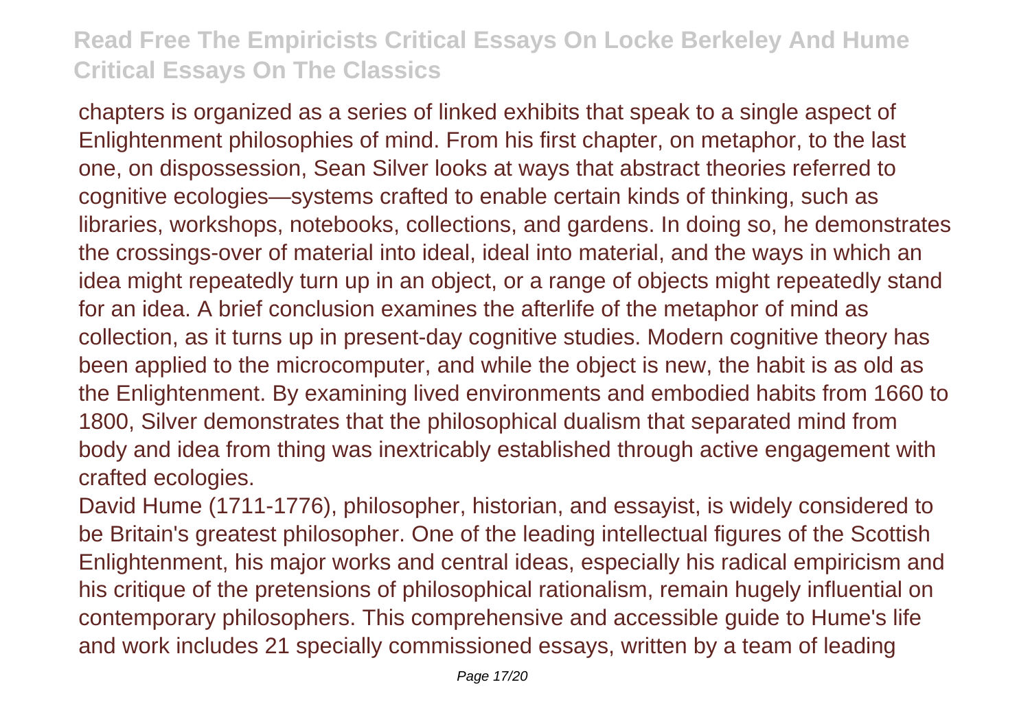chapters is organized as a series of linked exhibits that speak to a single aspect of Enlightenment philosophies of mind. From his first chapter, on metaphor, to the last one, on dispossession, Sean Silver looks at ways that abstract theories referred to cognitive ecologies—systems crafted to enable certain kinds of thinking, such as libraries, workshops, notebooks, collections, and gardens. In doing so, he demonstrates the crossings-over of material into ideal, ideal into material, and the ways in which an idea might repeatedly turn up in an object, or a range of objects might repeatedly stand for an idea. A brief conclusion examines the afterlife of the metaphor of mind as collection, as it turns up in present-day cognitive studies. Modern cognitive theory has been applied to the microcomputer, and while the object is new, the habit is as old as the Enlightenment. By examining lived environments and embodied habits from 1660 to 1800, Silver demonstrates that the philosophical dualism that separated mind from body and idea from thing was inextricably established through active engagement with crafted ecologies.

David Hume (1711-1776), philosopher, historian, and essayist, is widely considered to be Britain's greatest philosopher. One of the leading intellectual figures of the Scottish Enlightenment, his major works and central ideas, especially his radical empiricism and his critique of the pretensions of philosophical rationalism, remain hugely influential on contemporary philosophers. This comprehensive and accessible guide to Hume's life and work includes 21 specially commissioned essays, written by a team of leading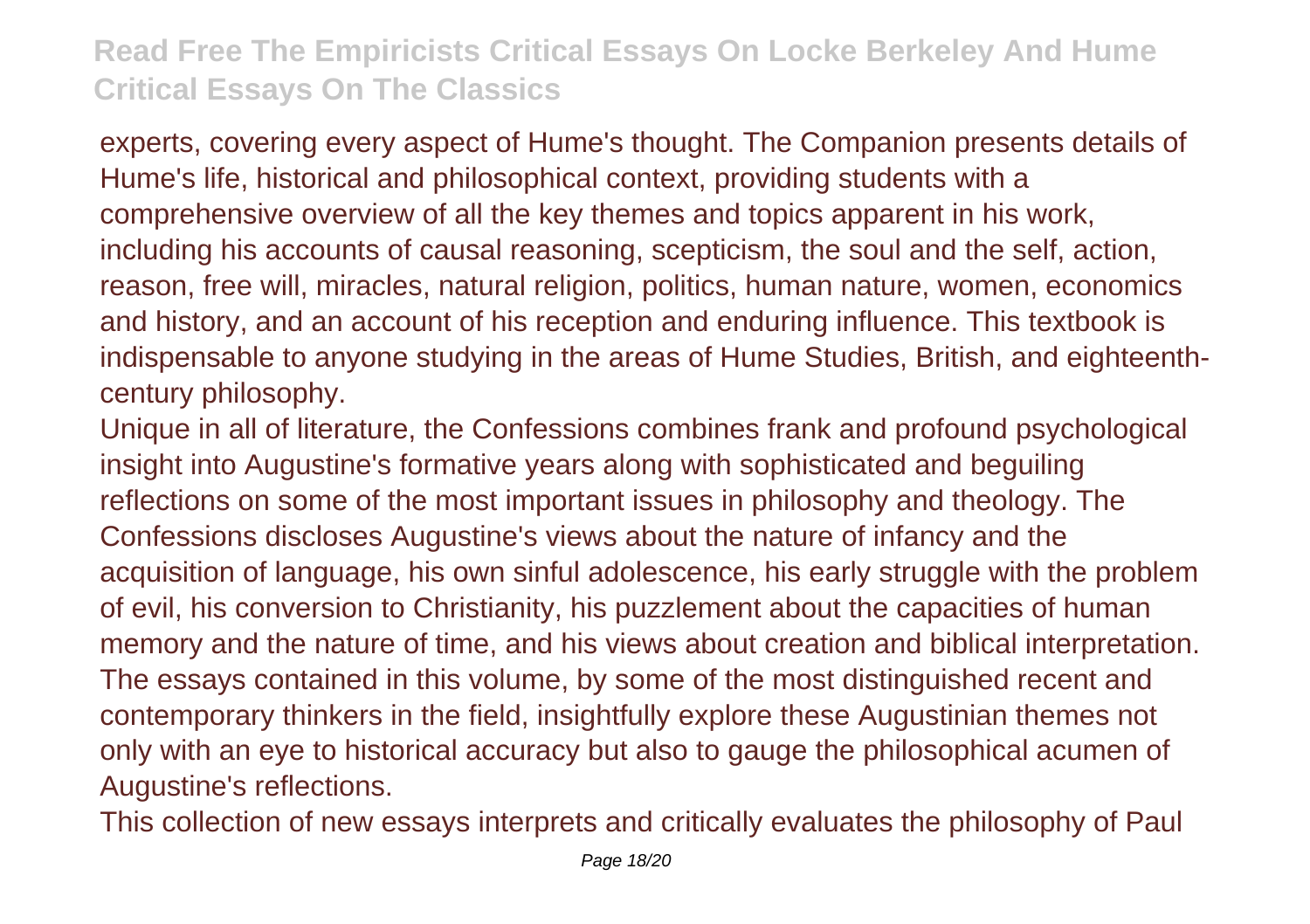experts, covering every aspect of Hume's thought. The Companion presents details of Hume's life, historical and philosophical context, providing students with a comprehensive overview of all the key themes and topics apparent in his work, including his accounts of causal reasoning, scepticism, the soul and the self, action, reason, free will, miracles, natural religion, politics, human nature, women, economics and history, and an account of his reception and enduring influence. This textbook is indispensable to anyone studying in the areas of Hume Studies, British, and eighteenth-century philosophy.

Unique in all of literature, the Confessions combines frank and profound psychological insight into Augustine's formative years along with sophisticated and beguiling reflections on some of the most important issues in philosophy and theology. The Confessions discloses Augustine's views about the nature of infancy and the acquisition of language, his own sinful adolescence, his early struggle with the problem of evil, his conversion to Christianity, his puzzlement about the capacities of human memory and the nature of time, and his views about creation and biblical interpretation. The essays contained in this volume, by some of the most distinguished recent and contemporary thinkers in the field, insightfully explore these Augustinian themes not only with an eye to historical accuracy but also to gauge the philosophical acumen of Augustine's reflections.

This collection of new essays interprets and critically evaluates the philosophy of Paul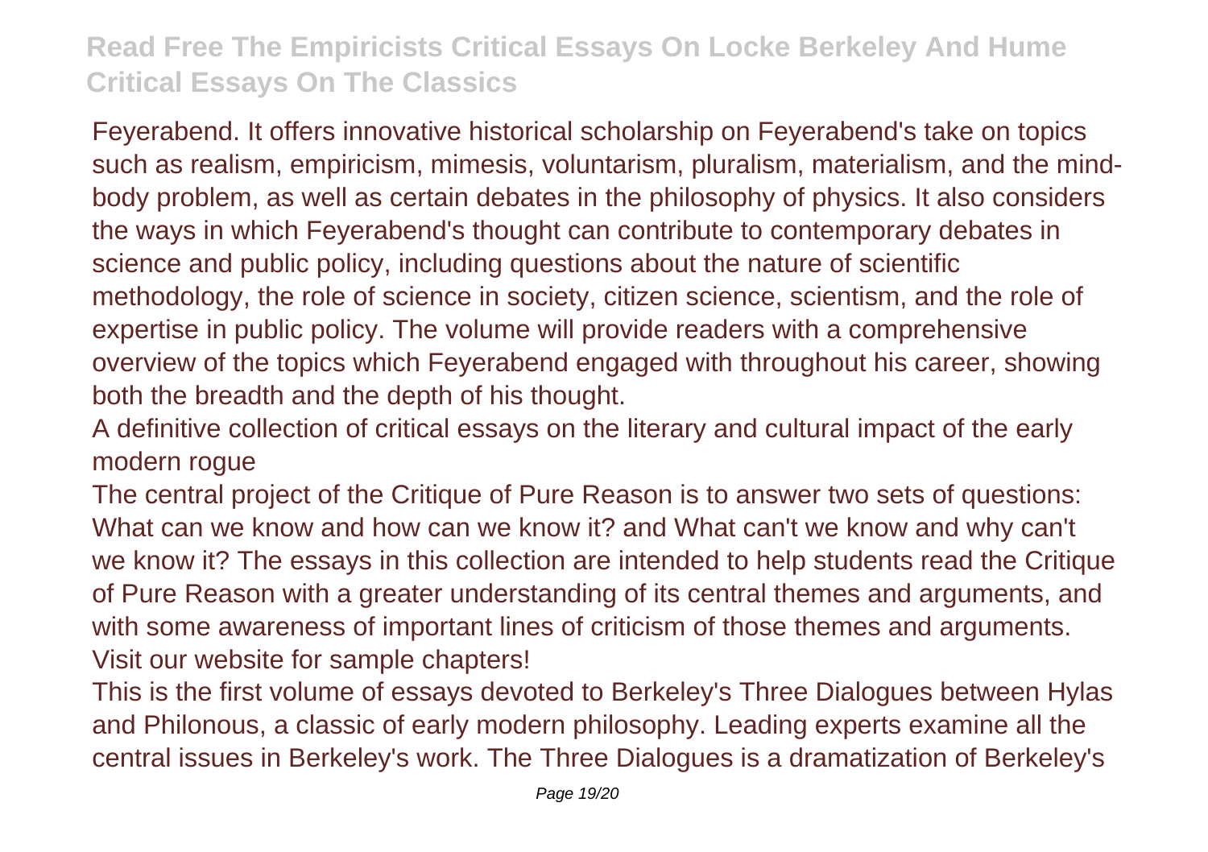Feyerabend. It offers innovative historical scholarship on Feyerabend's take on topics such as realism, empiricism, mimesis, voluntarism, pluralism, materialism, and the mind-body problem, as well as certain debates in the philosophy of physics. It also considers the ways in which Feyerabend's thought can contribute to contemporary debates in science and public policy, including questions about the nature of scientific methodology, the role of science in society, citizen science, scientism, and the role of expertise in public policy. The volume will provide readers with a comprehensive overview of the topics which Feyerabend engaged with throughout his career, showing both the breadth and the depth of his thought.

A definitive collection of critical essays on the literary and cultural impact of the early modern rogue

The central project of the Critique of Pure Reason is to answer two sets of questions: What can we know and how can we know it? and What can't we know and why can't we know it? The essays in this collection are intended to help students read the Critique of Pure Reason with a greater understanding of its central themes and arguments, and with some awareness of important lines of criticism of those themes and arguments. Visit our website for sample chapters!

This is the first volume of essays devoted to Berkeley's Three Dialogues between Hylas and Philonous, a classic of early modern philosophy. Leading experts examine all the central issues in Berkeley's work. The Three Dialogues is a dramatization of Berkeley's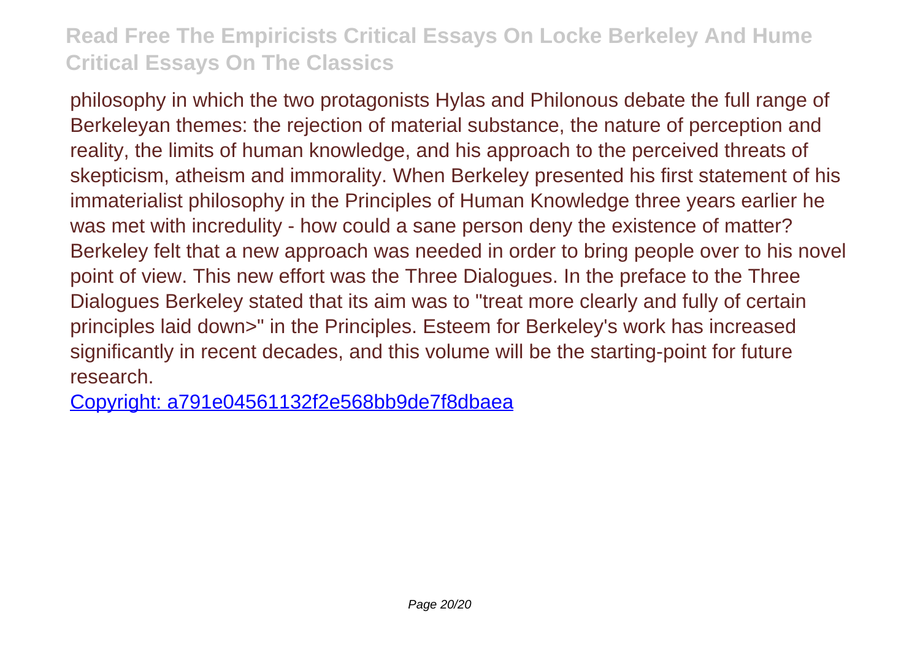philosophy in which the two protagonists Hylas and Philonous debate the full range of Berkeleyan themes: the rejection of material substance, the nature of perception and reality, the limits of human knowledge, and his approach to the perceived threats of skepticism, atheism and immorality. When Berkeley presented his first statement of his immaterialist philosophy in the Principles of Human Knowledge three years earlier he was met with incredulity - how could a sane person deny the existence of matter? Berkeley felt that a new approach was needed in order to bring people over to his novel point of view. This new effort was the Three Dialogues. In the preface to the Three Dialogues Berkeley stated that its aim was to "treat more clearly and fully of certain principles laid down>" in the Principles. Esteem for Berkeley's work has increased significantly in recent decades, and this volume will be the starting-point for future research.

Copyright: a791e04561132f2e568bb9de7f8dbaea